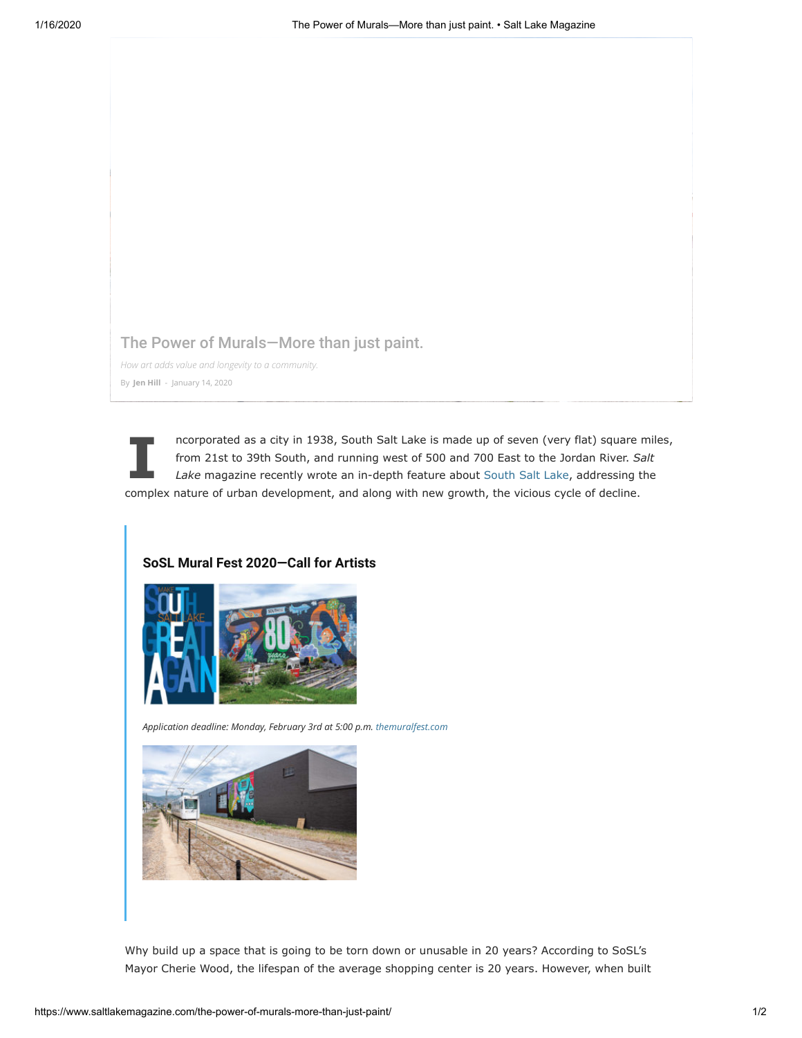# The Power of Murals—More than just paint.

*How art adds value and longevity to a community.*

By **Jen Hill** - January 14, 2020

Incorporated as a city in 1938, South Salt Lake is made up of seven (very flat) square miles, from 21st to 39th South, and running west of 500 and 700 East to the Jordan River. *Salt Lake* magazine recently wrote an in-depth feature about South Salt Lake, addressing the complex nature of urban development, and along with new growth, the vicious cycle of decline.

### SoSL Mural Fest 2020—Call for Artists

*Application deadline: Monday, February 3rd at 5:00 p.m. themuralfest.com*

Why build up a space that is going to be torn down or unusable in 20 years? According to SoSL's Mayor Cherie Wood, the lifespan of the average shopping center is 20 years. However, when built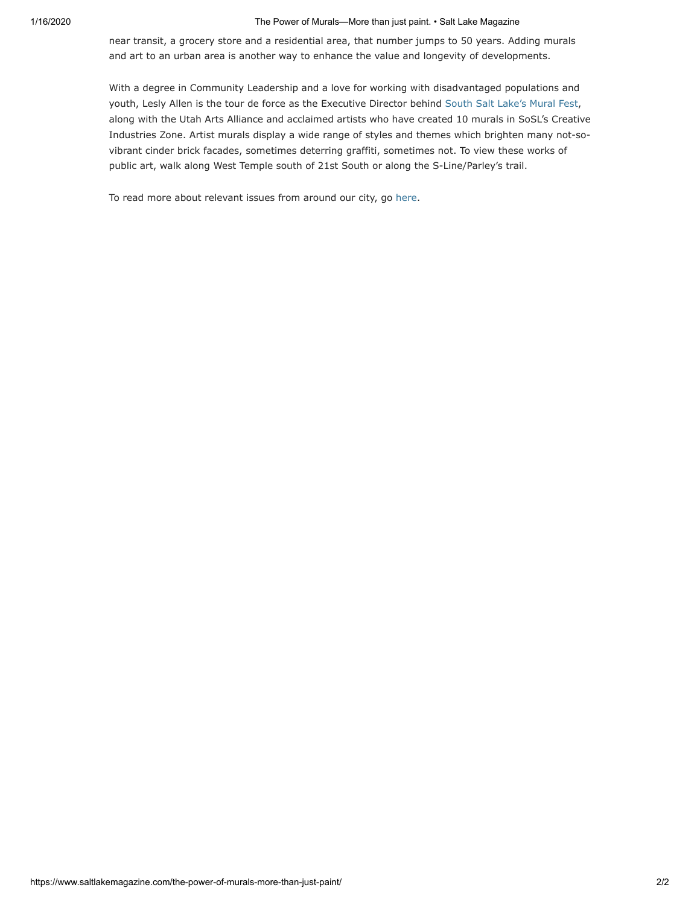near transit, a grocery store and a residential area, that number jumps to 50 years. Adding murals and art to an urban area is another way to enhance the value and longevity of developments.

With a degree in Community Leadership and a love for working with disadvantaged populations and youth, Lesly Allen is the tour de force as the Executive Director behind South Salt Lake's Mural Fest, along with the Utah Arts Alliance and acclaimed artists who have created 10 murals in SoSL's Creative Industries Zone. Artist murals display a wide range of styles and themes which brighten many not-so-vibrant cinder brick facades, sometimes deterring graffiti, sometimes not. To view these works of public art, walk along West Temple south of 21st South or along the S-Line/Parley's trail.

To read more about relevant issues from around our city, go here.